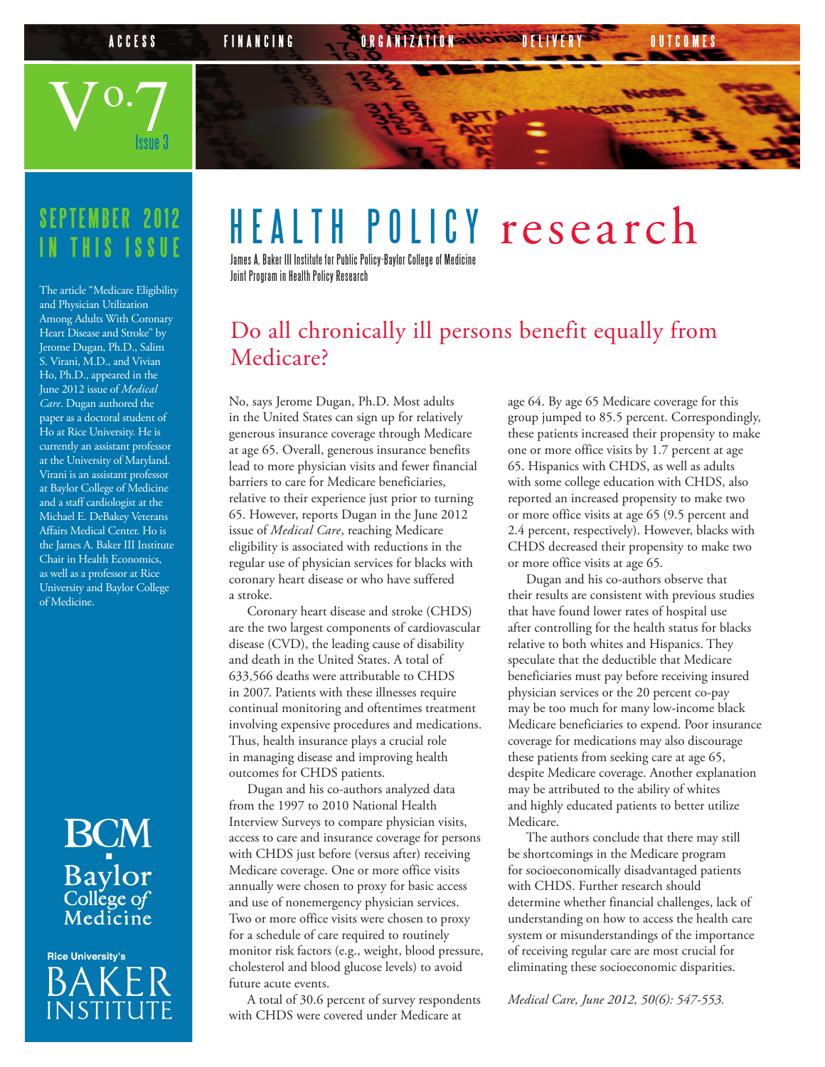ACCESS FINANCING ORGANIZATION DELIVERY OUTCOMES

Vo.7 Issue 3

# HEALTH POLICY research

James A. Baker III Institute for Public Policy-Baylor College of Medicine
Joint Program in Health Policy Research

## SEPTEMBER 2012 IN THIS ISSUE

The article "Medicare Eligibility and Physician Utilization Among Adults With Coronary Heart Disease and Stroke" by Jerome Dugan, Ph.D., Salim S. Virani, M.D., and Vivian Ho, Ph.D., appeared in the June 2012 issue of *Medical Care*. Dugan authored the paper as a doctoral student of Ho at Rice University. He is currently an assistant professor at the University of Maryland. Virani is an assistant professor at Baylor College of Medicine and a staff cardiologist at the Michael E. DeBakey Veterans Affairs Medical Center. Ho is the James A. Baker III Institute Chair in Health Economics, as well as a professor at Rice University and Baylor College of Medicine.

## Do all chronically ill persons benefit equally from Medicare?

No, says Jerome Dugan, Ph.D. Most adults in the United States can sign up for relatively generous insurance coverage through Medicare at age 65. Overall, generous insurance benefits lead to more physician visits and fewer financial barriers to care for Medicare beneficiaries, relative to their experience just prior to turning 65. However, reports Dugan in the June 2012 issue of *Medical Care*, reaching Medicare eligibility is associated with reductions in the regular use of physician services for blacks with coronary heart disease or who have suffered a stroke.

Coronary heart disease and stroke (CHDS) are the two largest components of cardiovascular disease (CVD), the leading cause of disability and death in the United States. A total of 633,566 deaths were attributable to CHDS in 2007. Patients with these illnesses require continual monitoring and oftentimes treatment involving expensive procedures and medications. Thus, health insurance plays a crucial role in managing disease and improving health outcomes for CHDS patients.

Dugan and his co-authors analyzed data from the 1997 to 2010 National Health Interview Surveys to compare physician visits, access to care and insurance coverage for persons with CHDS just before (versus after) receiving Medicare coverage. One or more office visits annually were chosen to proxy for basic access and use of nonemergency physician services. Two or more office visits were chosen to proxy for a schedule of care required to routinely monitor risk factors (e.g., weight, blood pressure, cholesterol and blood glucose levels) to avoid future acute events.

A total of 30.6 percent of survey respondents with CHDS were covered under Medicare at age 64. By age 65 Medicare coverage for this group jumped to 85.5 percent. Correspondingly, these patients increased their propensity to make one or more office visits by 1.7 percent at age 65. Hispanics with CHDS, as well as adults with some college education with CHDS, also reported an increased propensity to make two or more office visits at age 65 (9.5 percent and 2.4 percent, respectively). However, blacks with CHDS decreased their propensity to make two or more office visits at age 65.

Dugan and his co-authors observe that their results are consistent with previous studies that have found lower rates of hospital use after controlling for the health status for blacks relative to both whites and Hispanics. They speculate that the deductible that Medicare beneficiaries must pay before receiving insured physician services or the 20 percent co-pay may be too much for many low-income black Medicare beneficiaries to expend. Poor insurance coverage for medications may also discourage these patients from seeking care at age 65, despite Medicare coverage. Another explanation may be attributed to the ability of whites and highly educated patients to better utilize Medicare.

The authors conclude that there may still be shortcomings in the Medicare program for socioeconomically disadvantaged patients with CHDS. Further research should determine whether financial challenges, lack of understanding on how to access the health care system or misunderstandings of the importance of receiving regular care are most crucial for eliminating these socioeconomic disparities.

*Medical Care, June 2012, 50(6): 547-553.*

BCM Baylor College of Medicine

Rice University's BAKER INSTITUTE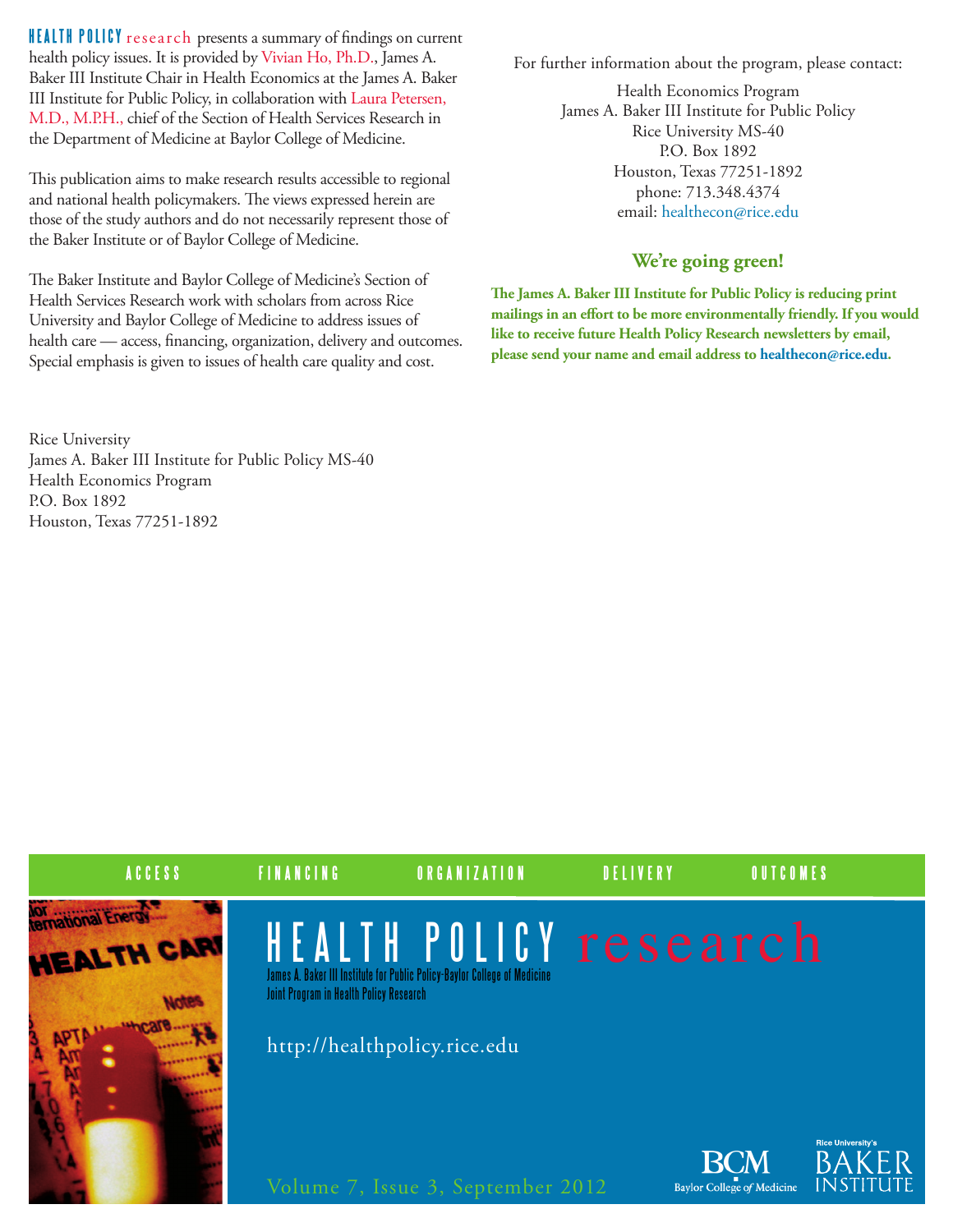HEALTH POLICY research presents a summary of findings on current health policy issues. It is provided by Vivian Ho, Ph.D., James A. Baker III Institute Chair in Health Economics at the James A. Baker III Institute for Public Policy, in collaboration with Laura Petersen, M.D., M.P.H., chief of the Section of Health Services Research in the Department of Medicine at Baylor College of Medicine.

This publication aims to make research results accessible to regional and national health policymakers. The views expressed herein are those of the study authors and do not necessarily represent those of the Baker Institute or of Baylor College of Medicine.

The Baker Institute and Baylor College of Medicine's Section of Health Services Research work with scholars from across Rice University and Baylor College of Medicine to address issues of health care — access, financing, organization, delivery and outcomes. Special emphasis is given to issues of health care quality and cost.

For further information about the program, please contact:

Health Economics Program
James A. Baker III Institute for Public Policy
Rice University MS-40
P.O. Box 1892
Houston, Texas 77251-1892
phone: 713.348.4374
email: healthecon@rice.edu

**We're going green!**

**The James A. Baker III Institute for Public Policy is reducing print mailings in an effort to be more environmentally friendly. If you would like to receive future Health Policy Research newsletters by email, please send your name and email address to healthecon@rice.edu.**

Rice University
James A. Baker III Institute for Public Policy MS-40
Health Economics Program
P.O. Box 1892
Houston, Texas 77251-1892

ACCESS FINANCING ORGANIZATION DELIVERY OUTCOMES

# HEALTH POLICY research

James A. Baker III Institute for Public Policy-Baylor College of Medicine Joint Program in Health Policy Research

http://healthpolicy.rice.edu

Volume 7, Issue 3, September 2012

BCM Baylor College of Medicine

Rice University's BAKER INSTITUTE